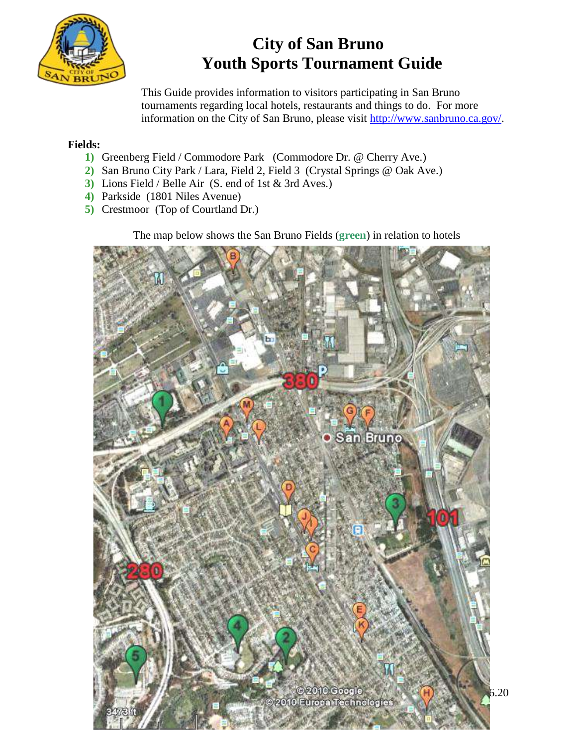# City of San Bruno
# Youth Sports Tournament Guide

This Guide provides information to visitors participating in San Bruno tournaments regarding local hotels, restaurants and things to do. For more information on the City of San Bruno, please visit http://www.sanbruno.ca.gov/.

**Fields:**

1) Greenberg Field / Commodore Park (Commodore Dr. @ Cherry Ave.)
2) San Bruno City Park / Lara, Field 2, Field 3 (Crystal Springs @ Oak Ave.)
3) Lions Field / Belle Air (S. end of 1st & 3rd Aves.)
4) Parkside (1801 Niles Avenue)
5) Crestmoor (Top of Courtland Dr.)

The map below shows the San Bruno Fields (**green**) in relation to hotels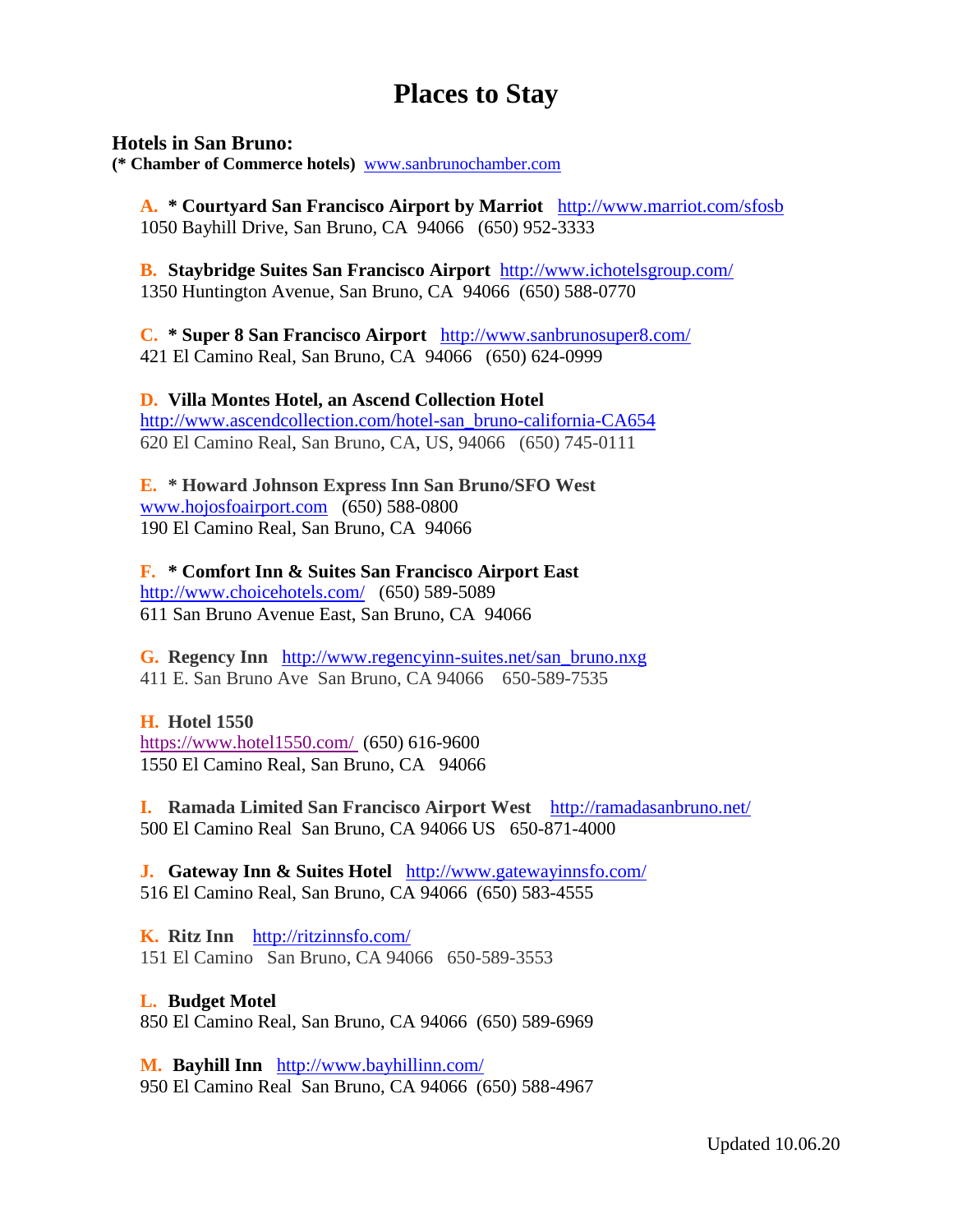# Places to Stay

### Hotels in San Bruno:

**(* Chamber of Commerce hotels)** www.sanbrunochamber.com

**A. * Courtyard San Francisco Airport by Marriot** http://www.marriot.com/sfosb
1050 Bayhill Drive, San Bruno, CA 94066 (650) 952-3333

**B. Staybridge Suites San Francisco Airport** http://www.ichotelsgroup.com/
1350 Huntington Avenue, San Bruno, CA 94066 (650) 588-0770

**C. * Super 8 San Francisco Airport** http://www.sanbrunosuper8.com/
421 El Camino Real, San Bruno, CA 94066 (650) 624-0999

**D. Villa Montes Hotel, an Ascend Collection Hotel**
http://www.ascendcollection.com/hotel-san_bruno-california-CA654
620 El Camino Real, San Bruno, CA, US, 94066 (650) 745-0111

**E. * Howard Johnson Express Inn San Bruno/SFO West**
www.hojosfoairport.com (650) 588-0800
190 El Camino Real, San Bruno, CA 94066

**F. * Comfort Inn & Suites San Francisco Airport East**
http://www.choicehotels.com/ (650) 589-5089
611 San Bruno Avenue East, San Bruno, CA 94066

**G. Regency Inn** http://www.regencyinn-suites.net/san_bruno.nxg
411 E. San Bruno Ave San Bruno, CA 94066 650-589-7535

**H. Hotel 1550**
https://www.hotel1550.com/ (650) 616-9600
1550 El Camino Real, San Bruno, CA 94066

**I. Ramada Limited San Francisco Airport West** http://ramadasanbruno.net/
500 El Camino Real San Bruno, CA 94066 US 650-871-4000

**J. Gateway Inn & Suites Hotel** http://www.gatewayinnsfo.com/
516 El Camino Real, San Bruno, CA 94066 (650) 583-4555

**K. Ritz Inn** http://ritzinnsfo.com/
151 El Camino San Bruno, CA 94066 650-589-3553

**L. Budget Motel**
850 El Camino Real, San Bruno, CA 94066 (650) 589-6969

**M. Bayhill Inn** http://www.bayhillinn.com/
950 El Camino Real San Bruno, CA 94066 (650) 588-4967

Updated 10.06.20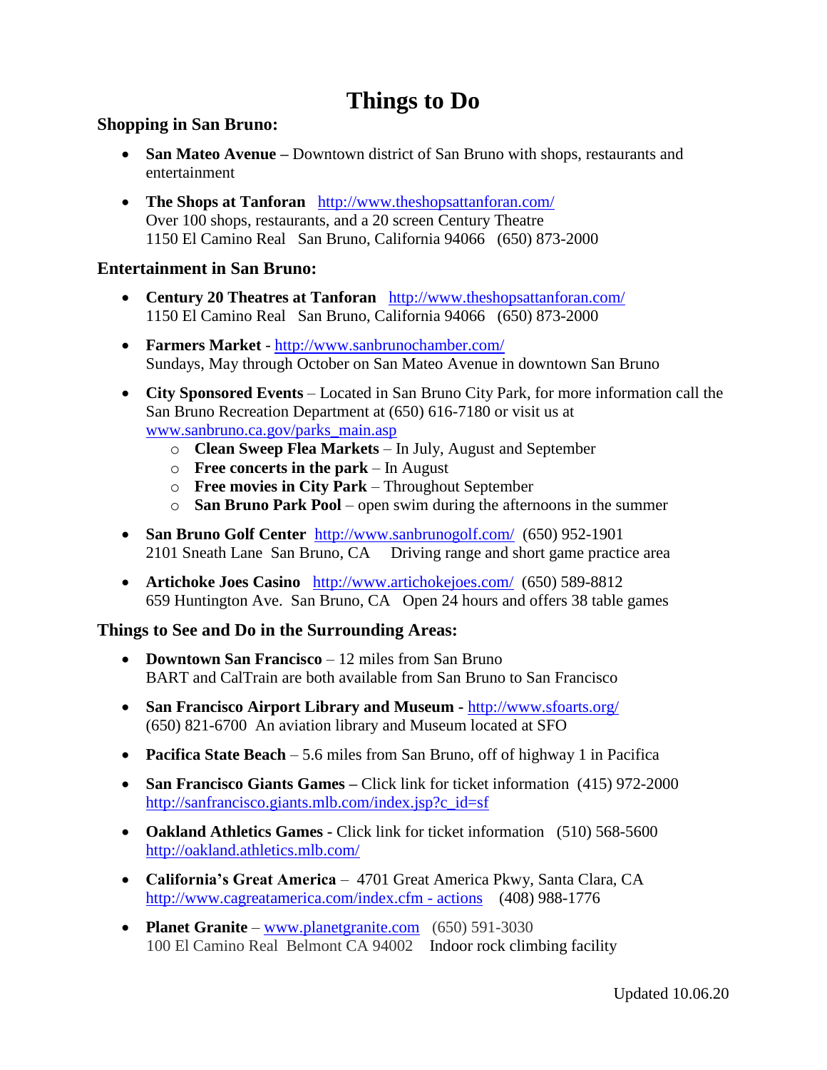# Things to Do

**Shopping in San Bruno:**

- **San Mateo Avenue –** Downtown district of San Bruno with shops, restaurants and entertainment
- **The Shops at Tanforan** http://www.theshopsattanforan.com/
  Over 100 shops, restaurants, and a 20 screen Century Theatre
  1150 El Camino Real San Bruno, California 94066 (650) 873-2000

**Entertainment in San Bruno:**

- **Century 20 Theatres at Tanforan** http://www.theshopsattanforan.com/
  1150 El Camino Real San Bruno, California 94066 (650) 873-2000
- **Farmers Market** - http://www.sanbrunochamber.com/
  Sundays, May through October on San Mateo Avenue in downtown San Bruno
- **City Sponsored Events** – Located in San Bruno City Park, for more information call the San Bruno Recreation Department at (650) 616-7180 or visit us at www.sanbruno.ca.gov/parks_main.asp
  - **Clean Sweep Flea Markets** – In July, August and September
  - **Free concerts in the park** – In August
  - **Free movies in City Park** – Throughout September
  - **San Bruno Park Pool** – open swim during the afternoons in the summer
- **San Bruno Golf Center** http://www.sanbrunogolf.com/ (650) 952-1901
  2101 Sneath Lane San Bruno, CA Driving range and short game practice area
- **Artichoke Joes Casino** http://www.artichokejoes.com/ (650) 589-8812
  659 Huntington Ave. San Bruno, CA Open 24 hours and offers 38 table games

**Things to See and Do in the Surrounding Areas:**

- **Downtown San Francisco** – 12 miles from San Bruno
  BART and CalTrain are both available from San Bruno to San Francisco
- **San Francisco Airport Library and Museum -** http://www.sfoarts.org/
  (650) 821-6700 An aviation library and Museum located at SFO
- **Pacifica State Beach** – 5.6 miles from San Bruno, off of highway 1 in Pacifica
- **San Francisco Giants Games –** Click link for ticket information (415) 972-2000
  http://sanfrancisco.giants.mlb.com/index.jsp?c_id=sf
- **Oakland Athletics Games -** Click link for ticket information (510) 568-5600
  http://oakland.athletics.mlb.com/
- **California's Great America** – 4701 Great America Pkwy, Santa Clara, CA
  http://www.cagreatamerica.com/index.cfm - actions (408) 988-1776
- **Planet Granite** – www.planetgranite.com (650) 591-3030
  100 El Camino Real Belmont CA 94002 Indoor rock climbing facility

Updated 10.06.20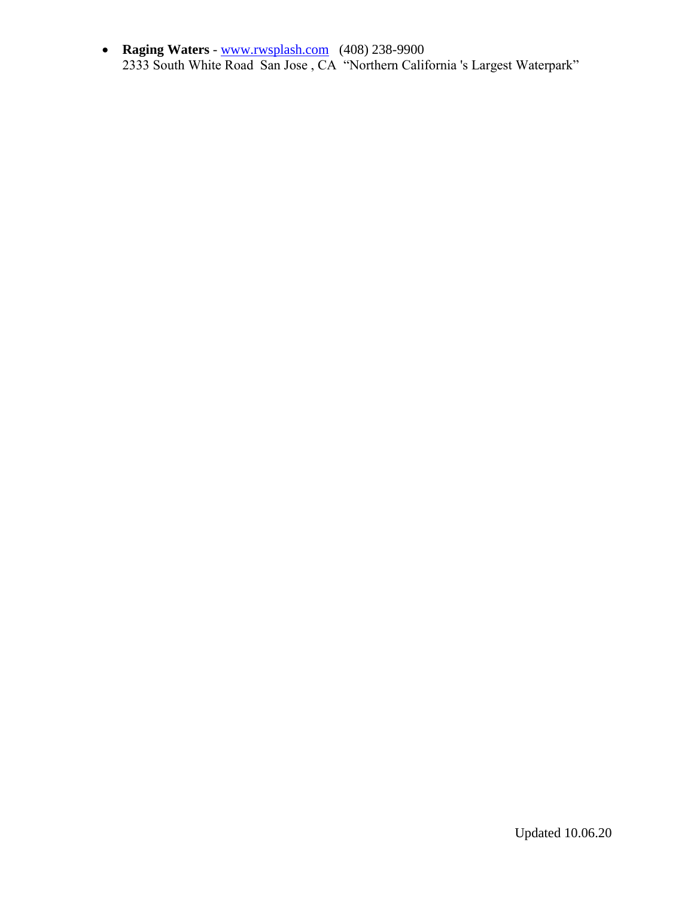- **Raging Waters** - www.rwsplash.com   (408) 238-9900
  2333 South White Road  San Jose , CA  "Northern California 's Largest Waterpark"

Updated 10.06.20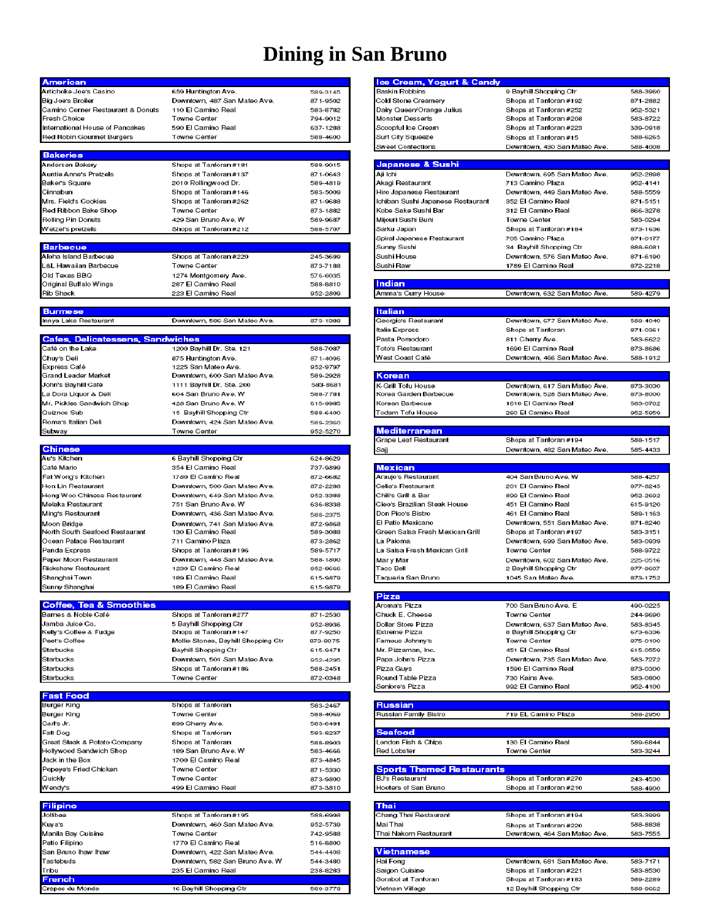# Dining in San Bruno

## American

| | | |
|---|---|---|
| Artichoke Joe's Casino | 659 Huntington Ave. | 589-3145 |
| Big Joe's Broiler | Downtown, 487 San Mateo Ave. | 871-9502 |
| Camino Corner Restaurant & Donuts | 110 El Camino Real | 583-8782 |
| Fresh Choice | Towne Center | 794-9012 |
| International House of Pancakes | 590 El Camino Real | 637-1288 |
| Red Robin Gourmet Burgers | Towne Center | 588-4600 |

## Bakeries

| | | |
|---|---|---|
| Anderson Bakery | Shops at Tanforan #181 | 588-9015 |
| Auntie Anne's Pretzels | Shops at Tanforan #137 | 871-0643 |
| Baker's Square | 2010 Rollingwood Dr. | 589-4819 |
| Cinnabun | Shops at Tanforan #146 | 583-5009 |
| Mrs. Field's Cookies | Shops at Tanforan #262 | 871-9688 |
| Red Ribbon Bake Shop | Towne Center | 873-1882 |
| Rolling Pin Donuts | 429 San Bruno Ave. W | 589-9687 |
| Wetzel's pretzels | Shops at Tanforan #212 | 588-5707 |

## Barbecue

| | | |
|---|---|---|
| Aloha Island Barbecue | Shops at Tanforan #220 | 245-3699 |
| L&L Hawaiian Barbecue | Towne Center | 873-7188 |
| Old Texas BBQ | 1274 Montgomery Ave. | 576-6035 |
| Original Buffalo Wings | 287 El Camino Real | 588-8810 |
| Rib Shack | 223 El Camino Real | 952-2809 |

## Burmese

| | | |
|---|---|---|
| Innya Lake Restaurant | Downtown, 595 San Mateo Ave. | 873-1398 |

## Cafes, Delicatessens, Sandwiches

| | | |
|---|---|---|
| Café on the Lake | 1200 Bayhill Dr. Ste. 121 | 588-7087 |
| Chuy's Deli | 875 Huntington Ave. | 871-4096 |
| Express Café | 1225 San Mateo Ave. | 952-9797 |
| Grand Leader Market | Downtown, 600 San Mateo Ave. | 589-2928 |
| John's Bayhill Café | 1111 Bayhill Dr. Ste. 200 | 583-8681 |
| La Dora Liquor & Deli | 604 San Bruno Ave. W | 588-7781 |
| Mr. Pickles Sandwich Shop | 428 San Bruno Ave. W | 615-9995 |
| Quiznos Sub | 15 Bayhill Shopping Ctr | 588-6400 |
| Roma's Italian Deli | Downtown, 424 San Mateo Ave. | 589-2360 |
| Subway | Towne Center | 952-5270 |

## Chinese

| | | |
|---|---|---|
| Au's Kitchen | 6 Bayhill Shopping Ctr | 624-8629 |
| Café Mario | 354 El Camino Real | 737-9899 |
| Fat Wong's Kitchen | 1780 El Camino Real | 872-6682 |
| Hon Lin Restaurant | Downtown, 500 San Mateo Ave. | 872-2288 |
| Hong Woo Chinese Restaurant | Downtown, 649 San Mateo Ave. | 952-3388 |
| Melaka Restaurant | 751 San Bruno Ave. W | 636-8338 |
| Ming's Restaurant | Downtown, 436 San Mateo Ave. | 588-2375 |
| Moon Bridge | Downtown, 741 San Mateo Ave. | 872-9868 |
| North South Seafood Restaurant | 130 El Camino Real | 589-3088 |
| Ocean Palace Restaurant | 711 Camino Plaza | 873-2862 |
| Panda Express | Shops at Tanforan #196 | 589-5717 |
| Paper Moon Restaurant | Downtown, 448 San Mateo Ave. | 588-1800 |
| Rickshaw Restaurant | 1230 El Camino Real | 952-8666 |
| Shanghai Town | 189 El Camino Real | 615-9879 |
| Sunny Shanghai | 189 El Camino Real | 615-9879 |

## Coffee, Tea & Smoothies

| | | |
|---|---|---|
| Barnes & Noble Café | Shops at Tanforan #277 | 871-2530 |
| Jamba Juice Co. | 5 Bayhill Shopping Ctr | 952-8936 |
| Kelly's Coffee & Fudge | Shops at Tanforan #147 | 877-9250 |
| Peet's Coffee | Mollie Stones, Bayhill Shopping Ctr | 873-8075 |
| Starbucks | Bayhill Shopping Ctr | 615-9471 |
| Starbucks | Downtown, 501 San Mateo Ave. | 952-4295 |
| Starbucks | Shops at Tanforan #186 | 588-2451 |
| Starbucks | Towne Center | 872-0348 |

## Fast Food

| | | |
|---|---|---|
| Burger King | Shops at Tanforan | 583-2467 |
| Burger King | Towne Center | 588-4069 |
| Carl's Jr. | 899 Cherry Ave. | 583-6491 |
| Fatt Dog | Shops at Tanforan | 583-8297 |
| Great Steak & Potato Company | Shops at Tanforan | 588-8903 |
| Hollywood Sandwich Shop | 189 San Bruno Ave. W | 583-4666 |
| Jack in the Box | 1700 El Camino Real | 873-4845 |
| Popeye's Fried Chicken | Towne Center | 871-5330 |
| Quickly | Towne Center | 873-9800 |
| Wendy's | 499 El Camino Real | 873-3810 |

## Filipino

| | | |
|---|---|---|
| Jollibee | Shops at Tanforan #195 | 588-6998 |
| Kuya's | Downtown, 460 San Mateo Ave. | 952-5739 |
| Manila Bay Cuisine | Towne Center | 742-9588 |
| Patio Filipino | 1770 El Camino Real | 516-8800 |
| San Bruno Ihaw Ihaw | Downtown, 422 San Mateo Ave. | 544-4408 |
| Tastebuds | Downtown, 582 San Bruno Ave. W | 544-3480 |
| Tribu | 235 El Camino Real | 238-8283 |

## French

| | | |
|---|---|---|
| Crepes du Monde | 16 Bayhill Shopping Ctr | 589-3778 |

## Ice Cream, Yogurt & Candy

| | | |
|---|---|---|
| Baskin Robbins | 9 Bayhill Shopping Ctr | 588-3960 |
| Cold Stone Creamery | Shops at Tanforan #192 | 871-2882 |
| Dairy Queen/Orange Julius | Shops at Tanforan #252 | 952-5321 |
| Monster Desserts | Shops at Tanforan #208 | 583-8722 |
| Scoopful Ice Cream | Shops at Tanforan #223 | 339-0918 |
| Surf City Squeeze | Shops at Tanforan #15 | 588-6265 |
| Sweet Confections | Downtown, 430 San Mateo Ave. | 588-4008 |

## Japanese & Sushi

| | | |
|---|---|---|
| Aji Ichi | Downtown, 695 San Mateo Ave. | 952-2898 |
| Akagi Restaurant | 713 Camino Plaza | 952-4141 |
| Hiro Japanese Restaurant | Downtown, 449 San Mateo Ave. | 588-5559 |
| Ichiban Sushi Japanese Restaurant | 352 El Camino Real | 871-5151 |
| Kobe Sake Sushi Bar | 312 El Camino Real | 866-3278 |
| Mijouri Sushi Buni | Towne Center | 583-0294 |
| Sarku Japan | Shops at Tanforan #184 | 873-1636 |
| Spiral Japanese Restaurant | 705 Camino Plaza | 871-0177 |
| Sunny Sushi | 34 Bayhill Shopping Ctr | 588-6081 |
| Sushi House | Downtown, 576 San Mateo Ave. | 871-6190 |
| Sushi Raw | 1789 El Camino Real | 872-2218 |

## Indian

| | | |
|---|---|---|
| Amma's Curry House | Downtown, 632 San Mateo Ave. | 589-4279 |

## Italian

| | | |
|---|---|---|
| Georgio's Restaurant | Downtown, 677 San Mateo Ave. | 588-4040 |
| Italia Express | Shops at Tanforan | 871-0361 |
| Pasta Pomodoro | 811 Cherry Ave. | 583-6622 |
| Toto's Restaurant | 1690 El Camino Real | 873-8686 |
| West Coast Café | Downtown, 466 San Mateo Ave. | 588-1912 |

## Korean

| | | |
|---|---|---|
| K-Grill Tofu House | Downtown, 617 San Mateo Ave. | 873-3030 |
| Korea Garden Barbecue | Downtown, 528 San Mateo Ave. | 873-8000 |
| Korean Barbecue | 1610 El Camino Real | 583-0702 |
| Todam Tofu House | 260 El Camino Real | 952-5959 |

## Mediterranean

| | | |
|---|---|---|
| Grape Leaf Restaurant | Shops at Tanforan #194 | 588-1517 |
| Sajj | Downtown, 482 San Mateo Ave. | 585-4433 |

## Mexican

| | | |
|---|---|---|
| Araujo's Restaurant | 404 San Bruno Ave. W | 588-4257 |
| Celia's Restaurant | 201 El Camino Real | 877-8245 |
| Chili's Grill & Bar | 899 El Camino Real | 952-2602 |
| Cleo's Brazilian Steak House | 451 El Camino Real | 615-9120 |
| Don Pico's Bistro | 461 El Camino Real | 589-1163 |
| El Patio Mexicano | Downtown, 551 San Mateo Ave. | 871-8240 |
| Green Salsa Fresh Mexican Grill | Shops at Tanforan #197 | 583-3151 |
| La Paloma | Downtown, 699 San Mateo Ave. | 583-0939 |
| La Salsa Fresh Mexican Grill | Towne Center | 588-9722 |
| Mar y Mar | Downtown, 602 San Mateo Ave. | 225-0516 |
| Taco Bell | 2 Bayhill Shopping Ctr | 877-9607 |
| Taqueria San Bruno | 1045 San Mateo Ave. | 873-1752 |

## Pizza

| | | |
|---|---|---|
| Aroma's Pizza | 700 San Bruno Ave. E | 490-0225 |
| Chuck E. Cheese | Towne Center | 244-9690 |
| Dollar Store Pizza | Downtown, 637 San Mateo Ave. | 583-8345 |
| Extreme Pizza | 8 Bayhill Shopping Ctr | 873-6336 |
| Famous Johnny's | Towne Center | 875-0100 |
| Mr. Pizzaman, Inc. | 451 El Camino Real | 615-0550 |
| Papa John's Pizza | Downtown, 735 San Mateo Ave. | 583-7272 |
| Pizza Guys | 1590 El Camino Real | 873-0300 |
| Round Table Pizza | 730 Kains Ave. | 583-0800 |
| Seniore's Pizza | 992 El Camino Real | 952-4100 |

## Russian

| | | |
|---|---|---|
| Russian Family Bistro | 719 EL Camino Plaza | 588-2950 |

## Seafood

| | | |
|---|---|---|
| London Fish & Chips | 130 El Camino Real | 589-6844 |
| Red Lobster | Towne Center | 583-3244 |

## Sports Themed Restaurants

| | | |
|---|---|---|
| BJ's Restaurant | Shops at Tanforan #270 | 243-4530 |
| Hooters of San Bruno | Shops at Tanforan #210 | 588-4900 |

## Thai

| | | |
|---|---|---|
| Chang Thai Restaurant | Shops at Tanforan #194 | 583-3099 |
| Mai Thai | Shops at Tanforan #220 | 588-8838 |
| Thai Nakorn Restaurant | Downtown, 464 San Mateo Ave. | 583-7555 |

## Vietnamese

| | | |
|---|---|---|
| Hai Fong | Downtown, 681 San Mateo Ave. | 583-7171 |
| Saigon Cuisine | Shops at Tanforan #221 | 583-8530 |
| Sorabol at Tanforan | Shops at Tanforan #183 | 589-2289 |
| Vietnam Village | 12 Bayhill Shopping Ctr | 588-9662 |